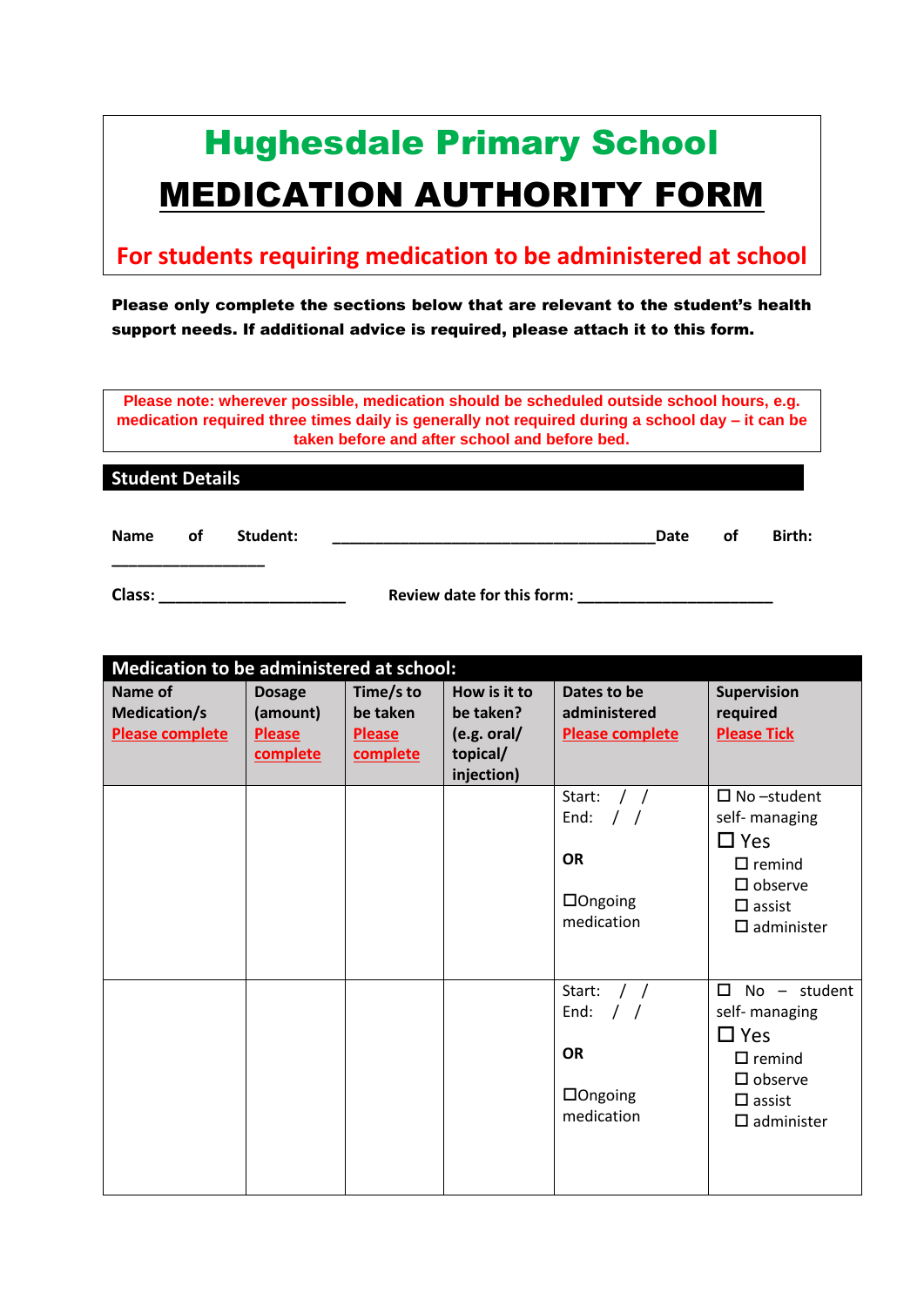# Hughesdale Primary School

# MEDICATION AUTHORITY FORM

## For students requiring medication to be administered at school

**Please only complete the sections below that are relevant to the student's health support needs. If additional advice is required, please attach it to this form.**

**Please note: wherever possible, medication should be scheduled outside school hours, e.g. medication required three times daily is generally not required during a school day – it can be taken before and after school and before bed.**

## Student Details

**Name of Student:** ______________________________________ **Date of Birth:** __________________

**Class:** ______________________ **Review date for this form:** _______________________

| Medication to be administered at school: | | | | | |
|---|---|---|---|---|---|
| **Name of Medication/s** Please complete | **Dosage (amount)** Please complete | **Time/s to be taken** Please complete | **How is it to be taken? (e.g. oral/ topical/ injection)** | **Dates to be administered** Please complete | **Supervision required** Please Tick |
| | | | | Start: / / <br> End: / / <br><br> **OR** <br><br> ☐Ongoing medication | ☐ No –student self- managing <br> ☐ Yes <br> ☐ remind <br> ☐ observe <br> ☐ assist <br> ☐ administer |
| | | | | Start: / / <br> End: / / <br><br> **OR** <br><br> ☐Ongoing medication | ☐ No – student self- managing <br> ☐ Yes <br> ☐ remind <br> ☐ observe <br> ☐ assist <br> ☐ administer |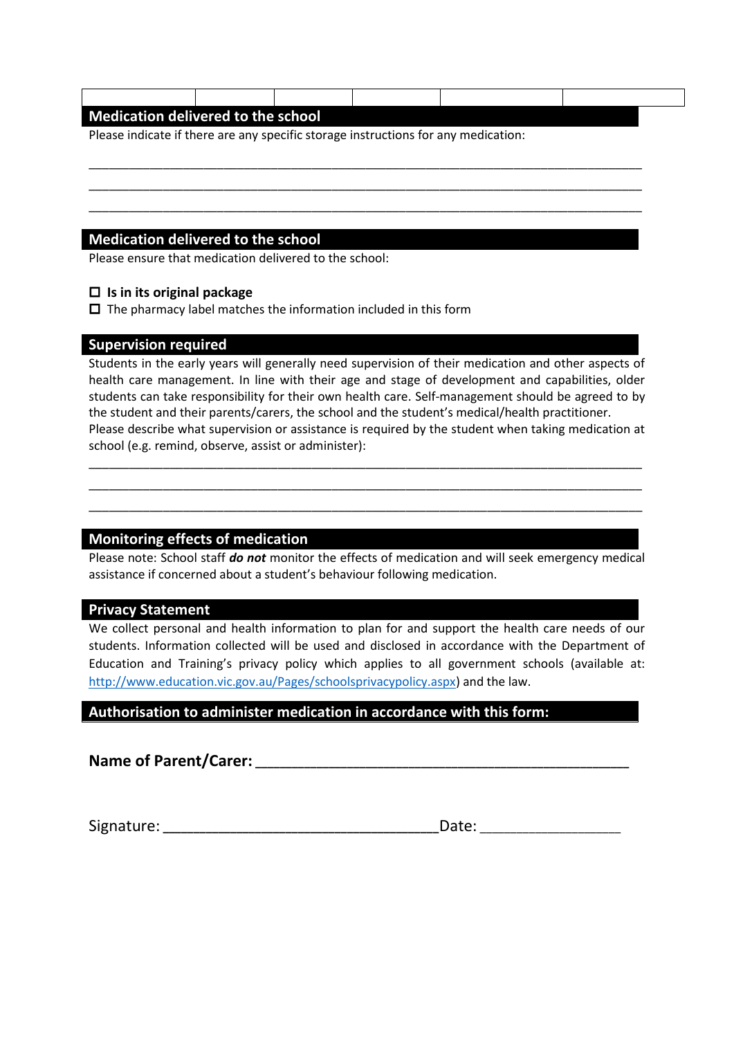| | | | | | |
|---|---|---|---|---|---|

## Medication delivered to the school

Please indicate if there are any specific storage instructions for any medication:

_______________________________________________________________________________

_______________________________________________________________________________

_______________________________________________________________________________

## Medication delivered to the school

Please ensure that medication delivered to the school:

- ☐ **Is in its original package**
- ☐ The pharmacy label matches the information included in this form

## Supervision required

Students in the early years will generally need supervision of their medication and other aspects of health care management. In line with their age and stage of development and capabilities, older students can take responsibility for their own health care. Self-management should be agreed to by the student and their parents/carers, the school and the student's medical/health practitioner.
Please describe what supervision or assistance is required by the student when taking medication at school (e.g. remind, observe, assist or administer):

_______________________________________________________________________________

_______________________________________________________________________________

_______________________________________________________________________________

## Monitoring effects of medication

Please note: School staff ***do not*** monitor the effects of medication and will seek emergency medical assistance if concerned about a student's behaviour following medication.

## Privacy Statement

We collect personal and health information to plan for and support the health care needs of our students. Information collected will be used and disclosed in accordance with the Department of Education and Training's privacy policy which applies to all government schools (available at: http://www.education.vic.gov.au/Pages/schoolsprivacypolicy.aspx) and the law.

## Authorisation to administer medication in accordance with this form:

**Name of Parent/Carer:** ________________________________________________

Signature: ________________________________ Date: ________________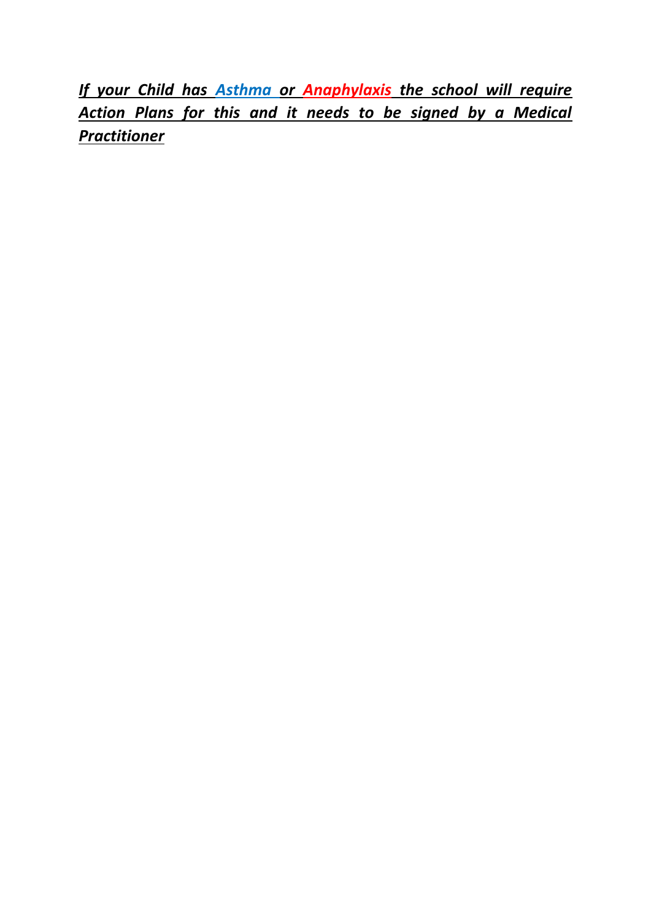***If your Child has Asthma or Anaphylaxis the school will require Action Plans for this and it needs to be signed by a Medical Practitioner***